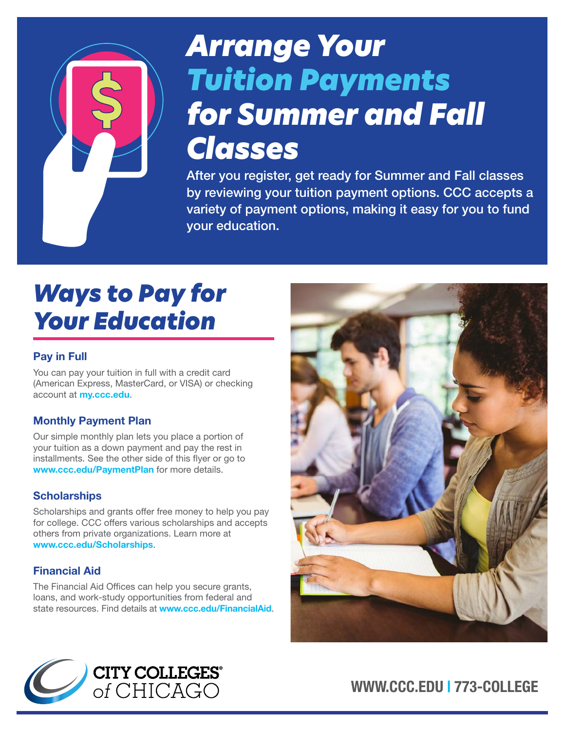# Arrange Your Tuition Payments for Summer and Fall Classes

After you register, get ready for Summer and Fall classes by reviewing your tuition payment options. CCC accepts a variety of payment options, making it easy for you to fund your education.

## Ways to Pay for Your Education

### Pay in Full

You can pay your tuition in full with a credit card (American Express, MasterCard, or VISA) or checking account at **my.ccc.edu**.

### Monthly Payment Plan

Our simple monthly plan lets you place a portion of your tuition as a down payment and pay the rest in installments. See the other side of this flyer or go to **www.ccc.edu/PaymentPlan** for more details.

### Scholarships

Scholarships and grants offer free money to help you pay for college. CCC offers various scholarships and accepts others from private organizations. Learn more at **www.ccc.edu/Scholarships**.

### Financial Aid

The Financial Aid Offices can help you secure grants, loans, and work-study opportunities from federal and state resources. Find details at **www.ccc.edu/FinancialAid**.

CITY COLLEGES® of CHICAGO

**WWW.CCC.EDU | 773-COLLEGE**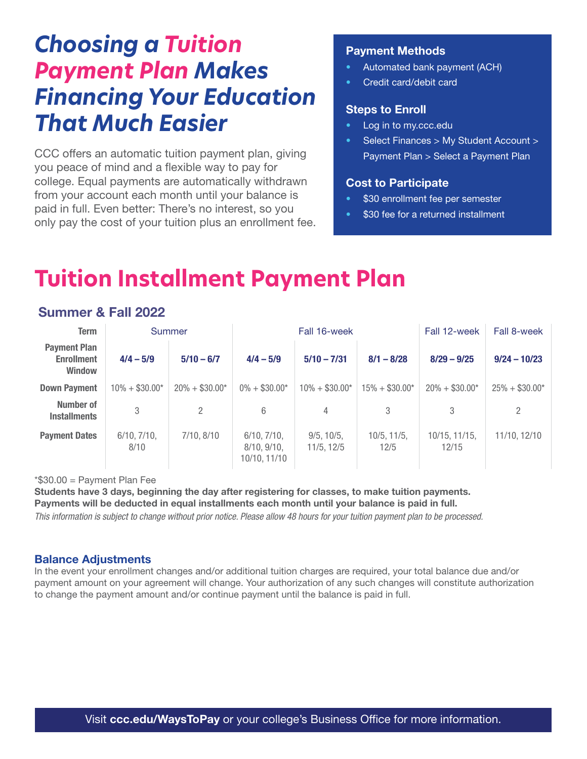# Choosing a Tuition Payment Plan Makes Financing Your Education That Much Easier

CCC offers an automatic tuition payment plan, giving you peace of mind and a flexible way to pay for college. Equal payments are automatically withdrawn from your account each month until your balance is paid in full. Even better: There's no interest, so you only pay the cost of your tuition plus an enrollment fee.

### Payment Methods

- Automated bank payment (ACH)
- Credit card/debit card

### Steps to Enroll

- Log in to my.ccc.edu
- Select Finances > My Student Account > Payment Plan > Select a Payment Plan

### Cost to Participate

- $30 enrollment fee per semester
- $30 fee for a returned installment

# Tuition Installment Payment Plan

## Summer & Fall 2022

| Term | Summer | | Fall 16-week | | | Fall 12-week | Fall 8-week |
|---|---|---|---|---|---|---|---|
| **Payment Plan Enrollment Window** | **4/4 – 5/9** | **5/10 – 6/7** | **4/4 – 5/9** | **5/10 – 7/31** | **8/1 – 8/28** | **8/29 – 9/25** | **9/24 – 10/23** |
| **Down Payment** | 10% + $30.00* | 20% + $30.00* | 0% + $30.00* | 10% + $30.00* | 15% + $30.00* | 20% + $30.00* | 25% + $30.00* |
| **Number of Installments** | 3 | 2 | 6 | 4 | 3 | 3 | 2 |
| **Payment Dates** | 6/10, 7/10, 8/10 | 7/10, 8/10 | 6/10, 7/10, 8/10, 9/10, 10/10, 11/10 | 9/5, 10/5, 11/5, 12/5 | 10/5, 11/5, 12/5 | 10/15, 11/15, 12/15 | 11/10, 12/10 |

*$30.00 = Payment Plan Fee

**Students have 3 days, beginning the day after registering for classes, to make tuition payments.**
**Payments will be deducted in equal installments each month until your balance is paid in full.**

*This information is subject to change without prior notice. Please allow 48 hours for your tuition payment plan to be processed.*

### Balance Adjustments

In the event your enrollment changes and/or additional tuition charges are required, your total balance due and/or payment amount on your agreement will change. Your authorization of any such changes will constitute authorization to change the payment amount and/or continue payment until the balance is paid in full.

Visit **ccc.edu/WaysToPay** or your college's Business Office for more information.